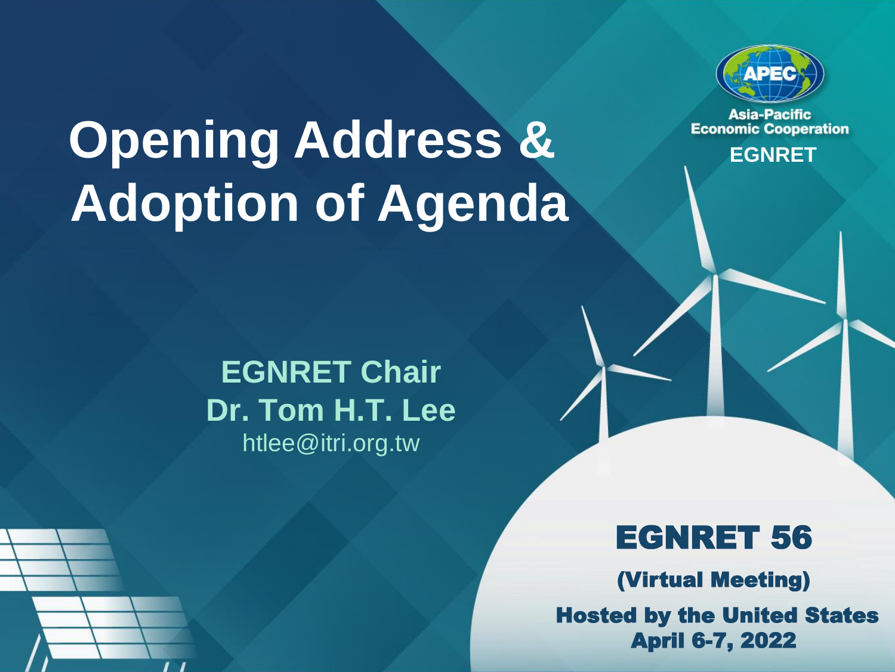# Opening Address & Adoption of Agenda

Asia-Pacific Economic Cooperation

EGNRET

**EGNRET Chair**
**Dr. Tom H.T. Lee**
htlee@itri.org.tw

## EGNRET 56

**(Virtual Meeting)**

**Hosted by the United States**
**April 6-7, 2022**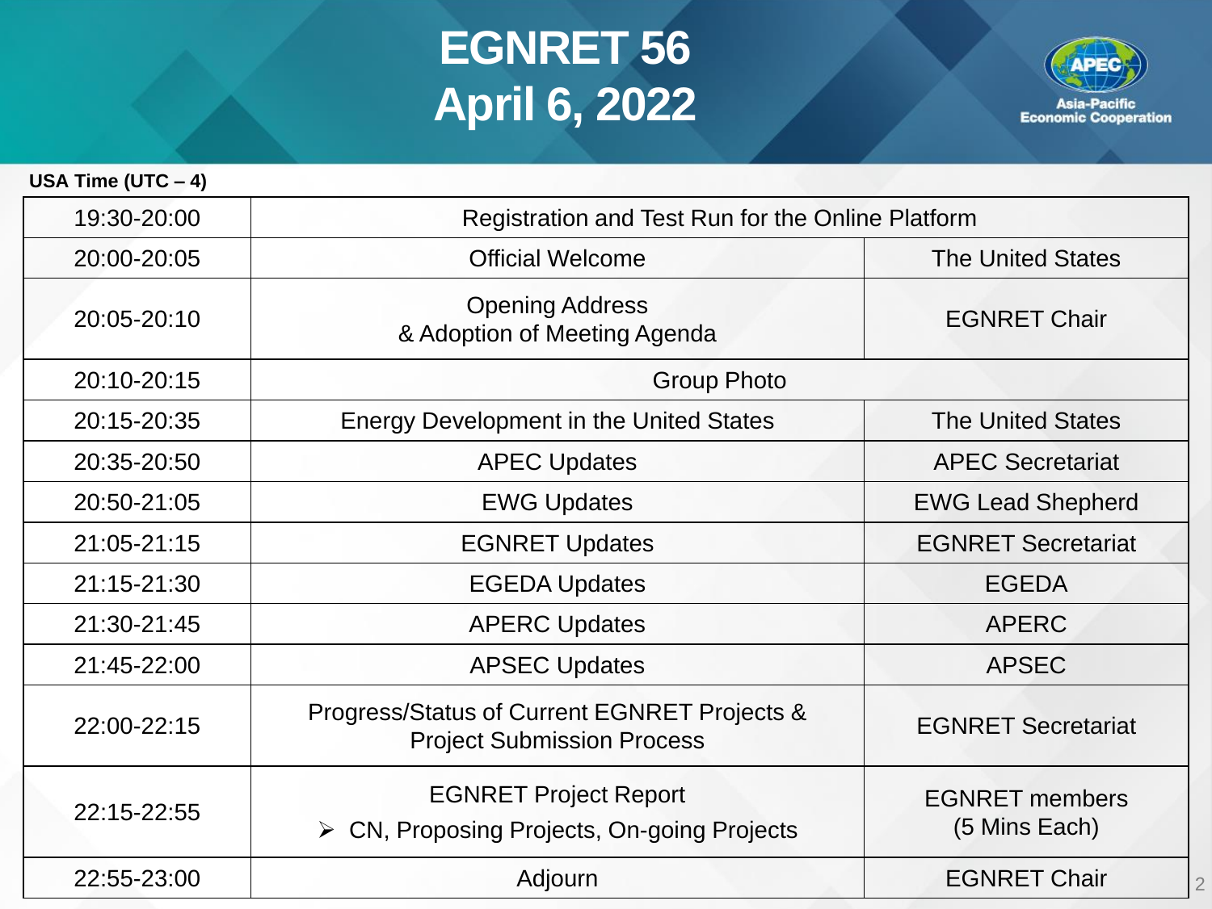# EGNRET 56
# April 6, 2022

**USA Time (UTC – 4)**

| Time | Agenda | Presenter |
|---|---|---|
| 19:30-20:00 | Registration and Test Run for the Online Platform | |
| 20:00-20:05 | Official Welcome | The United States |
| 20:05-20:10 | Opening Address & Adoption of Meeting Agenda | EGNRET Chair |
| 20:10-20:15 | Group Photo | |
| 20:15-20:35 | Energy Development in the United States | The United States |
| 20:35-20:50 | APEC Updates | APEC Secretariat |
| 20:50-21:05 | EWG Updates | EWG Lead Shepherd |
| 21:05-21:15 | EGNRET Updates | EGNRET Secretariat |
| 21:15-21:30 | EGEDA Updates | EGEDA |
| 21:30-21:45 | APERC Updates | APERC |
| 21:45-22:00 | APSEC Updates | APSEC |
| 22:00-22:15 | Progress/Status of Current EGNRET Projects & Project Submission Process | EGNRET Secretariat |
| 22:15-22:55 | EGNRET Project Report ➢ CN, Proposing Projects, On-going Projects | EGNRET members (5 Mins Each) |
| 22:55-23:00 | Adjourn | EGNRET Chair |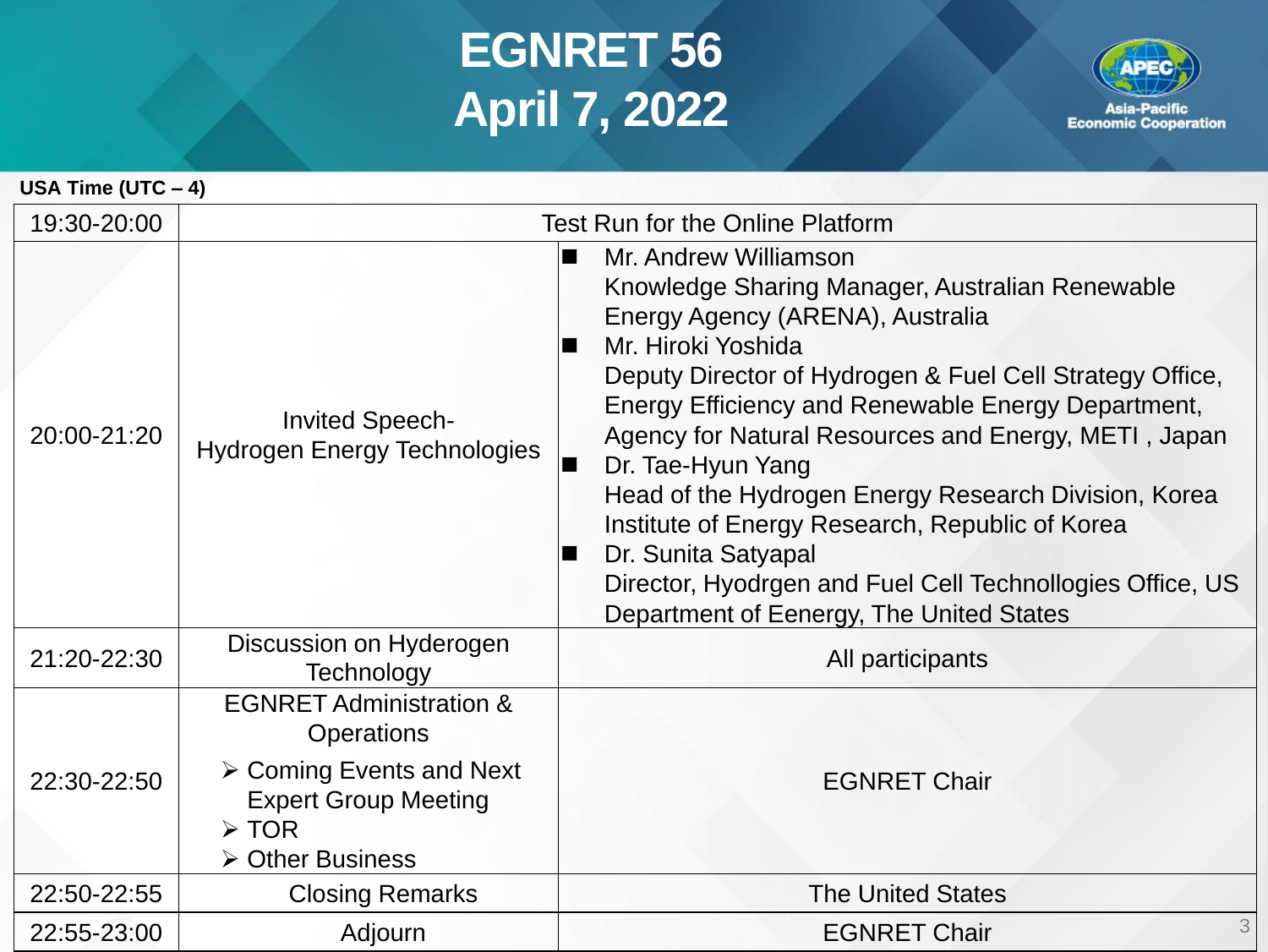# EGNRET 56
# April 7, 2022

Asia-Pacific Economic Cooperation

**USA Time (UTC – 4)**

| | | |
|---|---|---|
| 19:30-20:00 | Test Run for the Online Platform | |
| 20:00-21:20 | Invited Speech- Hydrogen Energy Technologies | ■ Mr. Andrew Williamson Knowledge Sharing Manager, Australian Renewable Energy Agency (ARENA), Australia<br>■ Mr. Hiroki Yoshida Deputy Director of Hydrogen & Fuel Cell Strategy Office, Energy Efficiency and Renewable Energy Department, Agency for Natural Resources and Energy, METI , Japan<br>■ Dr. Tae-Hyun Yang Head of the Hydrogen Energy Research Division, Korea Institute of Energy Research, Republic of Korea<br>■ Dr. Sunita Satyapal Director, Hyodrgen and Fuel Cell Technollogies Office, US Department of Eenergy, The United States |
| 21:20-22:30 | Discussion on Hyderogen Technology | All participants |
| 22:30-22:50 | EGNRET Administration & Operations<br>➢ Coming Events and Next Expert Group Meeting<br>➢ TOR<br>➢ Other Business | EGNRET Chair |
| 22:50-22:55 | Closing Remarks | The United States |
| 22:55-23:00 | Adjourn | EGNRET Chair |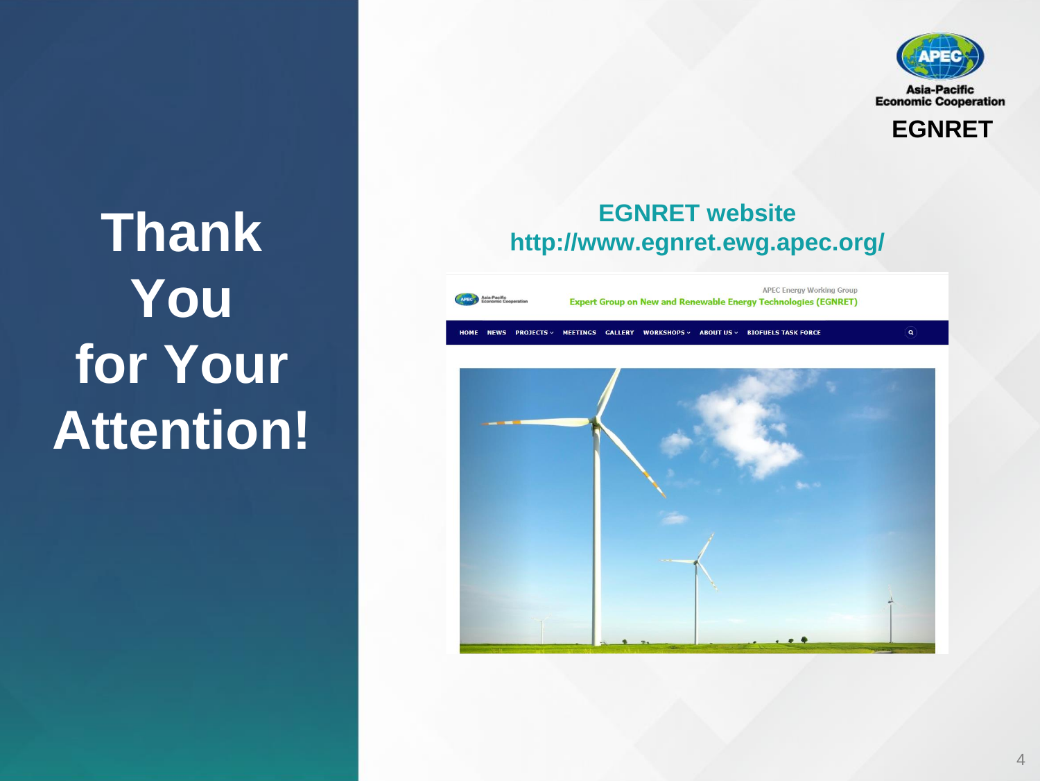Asia-Pacific Economic Cooperation

EGNRET

# Thank You for Your Attention!

**EGNRET website**
**http://www.egnret.ewg.apec.org/**